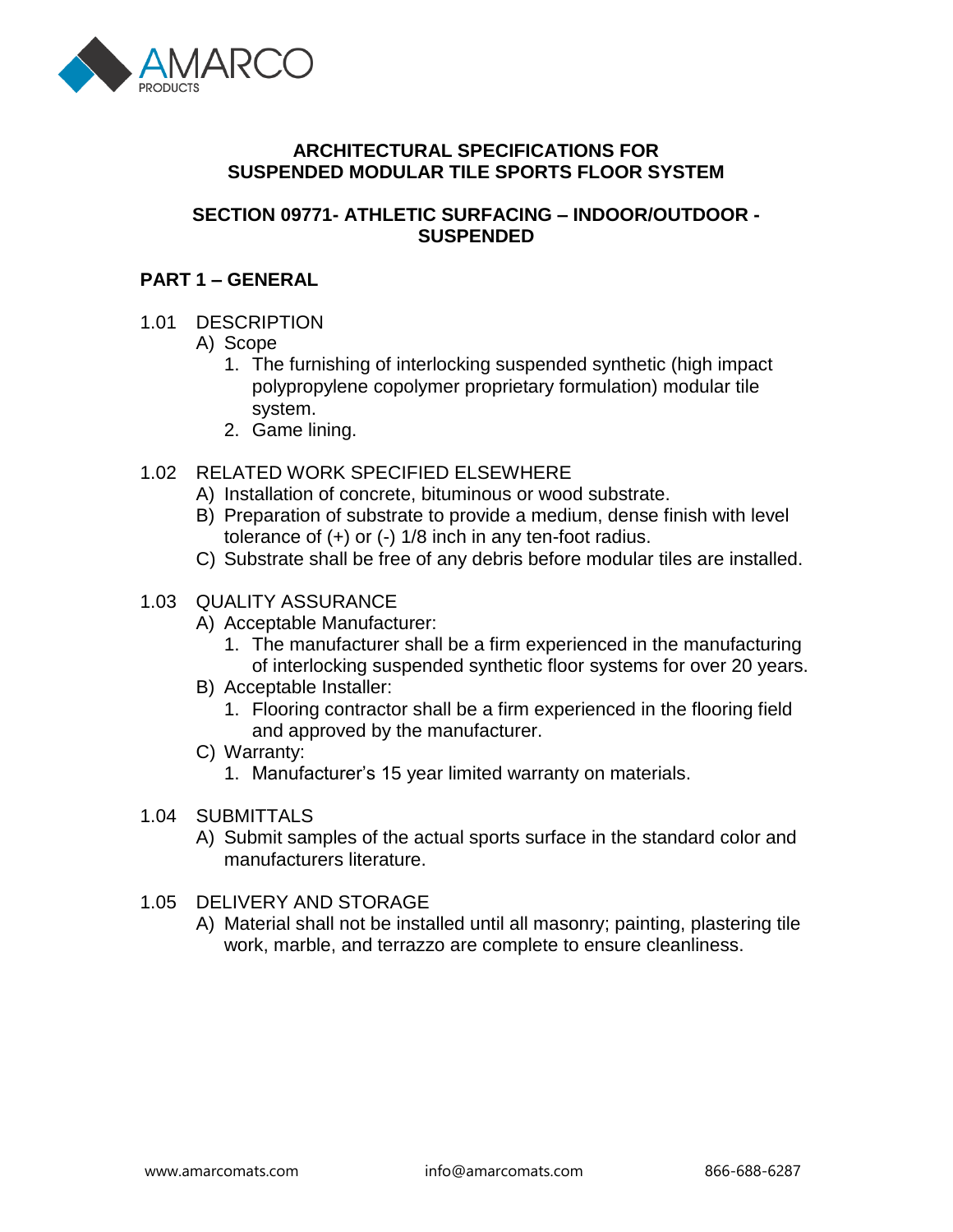# ARCHITECTURAL SPECIFICATIONS FOR SUSPENDED MODULAR TILE SPORTS FLOOR SYSTEM

## SECTION 09771- ATHLETIC SURFACING – INDOOR/OUTDOOR - SUSPENDED

## PART 1 – GENERAL

1.01 DESCRIPTION

- A) Scope
  1. The furnishing of interlocking suspended synthetic (high impact polypropylene copolymer proprietary formulation) modular tile system.
  2. Game lining.

1.02 RELATED WORK SPECIFIED ELSEWHERE

- A) Installation of concrete, bituminous or wood substrate.
- B) Preparation of substrate to provide a medium, dense finish with level tolerance of (+) or (-) 1/8 inch in any ten-foot radius.
- C) Substrate shall be free of any debris before modular tiles are installed.

1.03 QUALITY ASSURANCE

- A) Acceptable Manufacturer:
  1. The manufacturer shall be a firm experienced in the manufacturing of interlocking suspended synthetic floor systems for over 20 years.
- B) Acceptable Installer:
  1. Flooring contractor shall be a firm experienced in the flooring field and approved by the manufacturer.
- C) Warranty:
  1. Manufacturer's 15 year limited warranty on materials.

1.04 SUBMITTALS

- A) Submit samples of the actual sports surface in the standard color and manufacturers literature.

1.05 DELIVERY AND STORAGE

- A) Material shall not be installed until all masonry; painting, plastering tile work, marble, and terrazzo are complete to ensure cleanliness.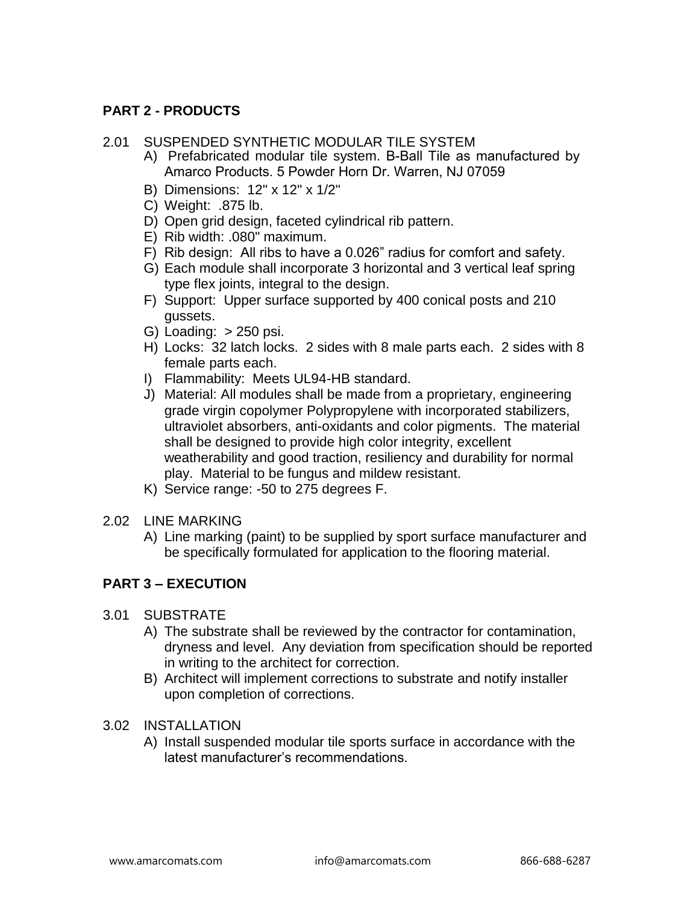## PART 2 - PRODUCTS

2.01 SUSPENDED SYNTHETIC MODULAR TILE SYSTEM

A) Prefabricated modular tile system. B-Ball Tile as manufactured by Amarco Products. 5 Powder Horn Dr. Warren, NJ 07059

B) Dimensions: 12" x 12" x 1/2"

C) Weight: .875 lb.

D) Open grid design, faceted cylindrical rib pattern.

E) Rib width: .080" maximum.

F) Rib design: All ribs to have a 0.026" radius for comfort and safety.

G) Each module shall incorporate 3 horizontal and 3 vertical leaf spring type flex joints, integral to the design.

F) Support: Upper surface supported by 400 conical posts and 210 gussets.

G) Loading: > 250 psi.

H) Locks: 32 latch locks. 2 sides with 8 male parts each. 2 sides with 8 female parts each.

I) Flammability: Meets UL94-HB standard.

J) Material: All modules shall be made from a proprietary, engineering grade virgin copolymer Polypropylene with incorporated stabilizers, ultraviolet absorbers, anti-oxidants and color pigments. The material shall be designed to provide high color integrity, excellent weatherability and good traction, resiliency and durability for normal play. Material to be fungus and mildew resistant.

K) Service range: -50 to 275 degrees F.

2.02 LINE MARKING

A) Line marking (paint) to be supplied by sport surface manufacturer and be specifically formulated for application to the flooring material.

## PART 3 – EXECUTION

3.01 SUBSTRATE

A) The substrate shall be reviewed by the contractor for contamination, dryness and level. Any deviation from specification should be reported in writing to the architect for correction.

B) Architect will implement corrections to substrate and notify installer upon completion of corrections.

3.02 INSTALLATION

A) Install suspended modular tile sports surface in accordance with the latest manufacturer's recommendations.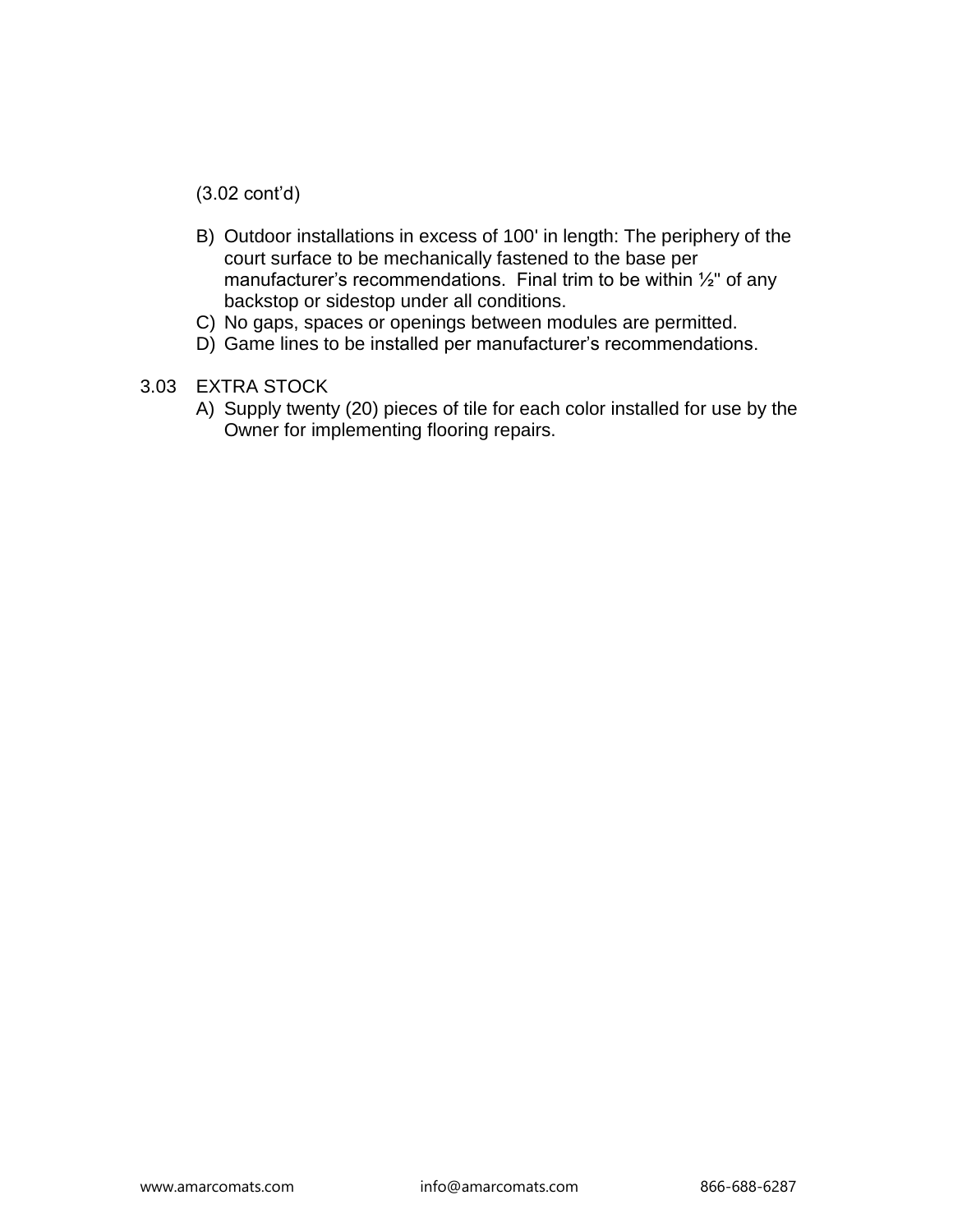(3.02 cont'd)

B) Outdoor installations in excess of 100' in length: The periphery of the court surface to be mechanically fastened to the base per manufacturer's recommendations. Final trim to be within ½" of any backstop or sidestop under all conditions.

C) No gaps, spaces or openings between modules are permitted.

D) Game lines to be installed per manufacturer's recommendations.

3.03 EXTRA STOCK

A) Supply twenty (20) pieces of tile for each color installed for use by the Owner for implementing flooring repairs.